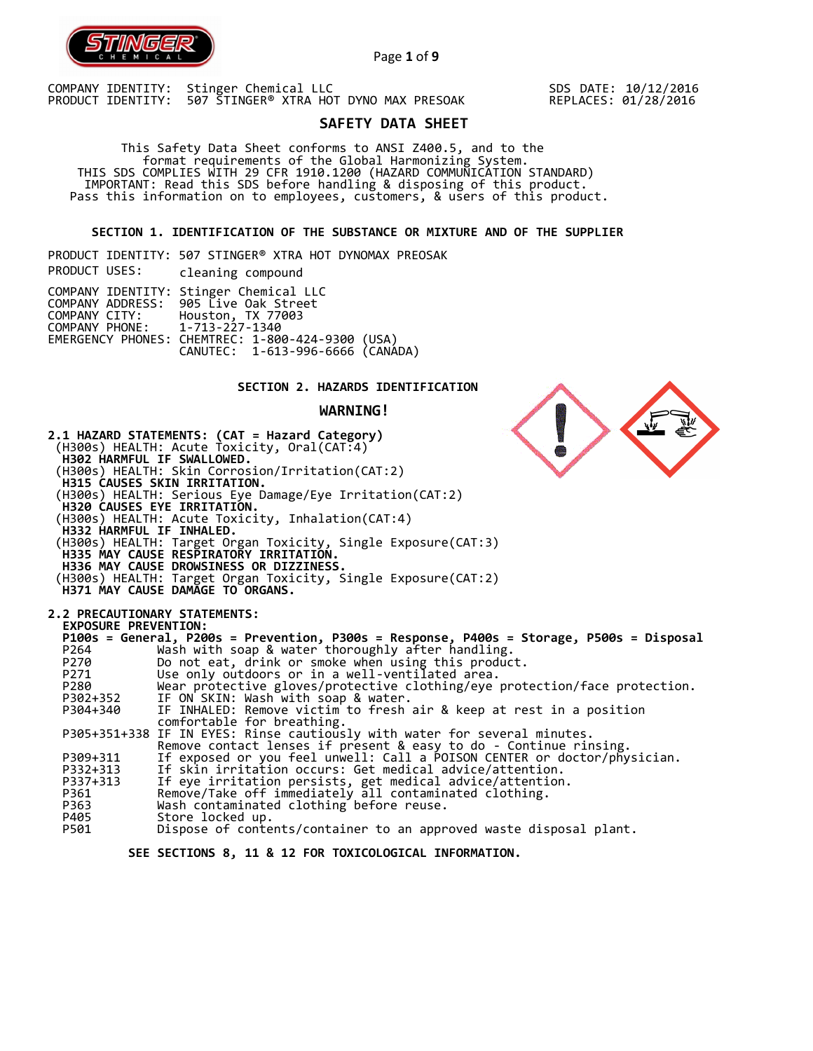COMPANY IDENTITY: Stinger Chemical LLC
PRODUCT IDENTITY: 507 STINGER® XTRA HOT DYNO MAX PRESOAK

SDS DATE: 10/12/2016
REPLACES: 01/28/2016

# SAFETY DATA SHEET

This Safety Data Sheet conforms to ANSI Z400.5, and to the format requirements of the Global Harmonizing System.
THIS SDS COMPLIES WITH 29 CFR 1910.1200 (HAZARD COMMUNICATION STANDARD)
IMPORTANT: Read this SDS before handling & disposing of this product.
Pass this information on to employees, customers, & users of this product.

## SECTION 1. IDENTIFICATION OF THE SUBSTANCE OR MIXTURE AND OF THE SUPPLIER

PRODUCT IDENTITY: 507 STINGER® XTRA HOT DYNOMAX PREOSAK
PRODUCT USES: cleaning compound

COMPANY IDENTITY: Stinger Chemical LLC
COMPANY ADDRESS: 905 Live Oak Street
COMPANY CITY: Houston, TX 77003
COMPANY PHONE: 1-713-227-1340
EMERGENCY PHONES: CHEMTREC: 1-800-424-9300 (USA)
CANUTEC: 1-613-996-6666 (CANADA)

## SECTION 2. HAZARDS IDENTIFICATION

**WARNING!**

**2.1 HAZARD STATEMENTS: (CAT = Hazard Category)**

(H300s) HEALTH: Acute Toxicity, Oral(CAT:4)
**H302 HARMFUL IF SWALLOWED.**
(H300s) HEALTH: Skin Corrosion/Irritation(CAT:2)
**H315 CAUSES SKIN IRRITATION.**
(H300s) HEALTH: Serious Eye Damage/Eye Irritation(CAT:2)
**H320 CAUSES EYE IRRITATION.**
(H300s) HEALTH: Acute Toxicity, Inhalation(CAT:4)
**H332 HARMFUL IF INHALED.**
(H300s) HEALTH: Target Organ Toxicity, Single Exposure(CAT:3)
**H335 MAY CAUSE RESPIRATORY IRRITATION.**
**H336 MAY CAUSE DROWSINESS OR DIZZINESS.**
(H300s) HEALTH: Target Organ Toxicity, Single Exposure(CAT:2)
**H371 MAY CAUSE DAMAGE TO ORGANS.**

**2.2 PRECAUTIONARY STATEMENTS:**

**EXPOSURE PREVENTION:**

**P100s = General, P200s = Prevention, P300s = Response, P400s = Storage, P500s = Disposal**

| Code | Statement |
|---|---|
| P264 | Wash with soap & water thoroughly after handling. |
| P270 | Do not eat, drink or smoke when using this product. |
| P271 | Use only outdoors or in a well-ventilated area. |
| P280 | Wear protective gloves/protective clothing/eye protection/face protection. |
| P302+352 | IF ON SKIN: Wash with soap & water. |
| P304+340 | IF INHALED: Remove victim to fresh air & keep at rest in a position comfortable for breathing. |
| P305+351+338 | IF IN EYES: Rinse cautiously with water for several minutes. Remove contact lenses if present & easy to do - Continue rinsing. |
| P309+311 | If exposed or you feel unwell: Call a POISON CENTER or doctor/physician. |
| P332+313 | If skin irritation occurs: Get medical advice/attention. |
| P337+313 | If eye irritation persists, get medical advice/attention. |
| P361 | Remove/Take off immediately all contaminated clothing. |
| P363 | Wash contaminated clothing before reuse. |
| P405 | Store locked up. |
| P501 | Dispose of contents/container to an approved waste disposal plant. |

**SEE SECTIONS 8, 11 & 12 FOR TOXICOLOGICAL INFORMATION.**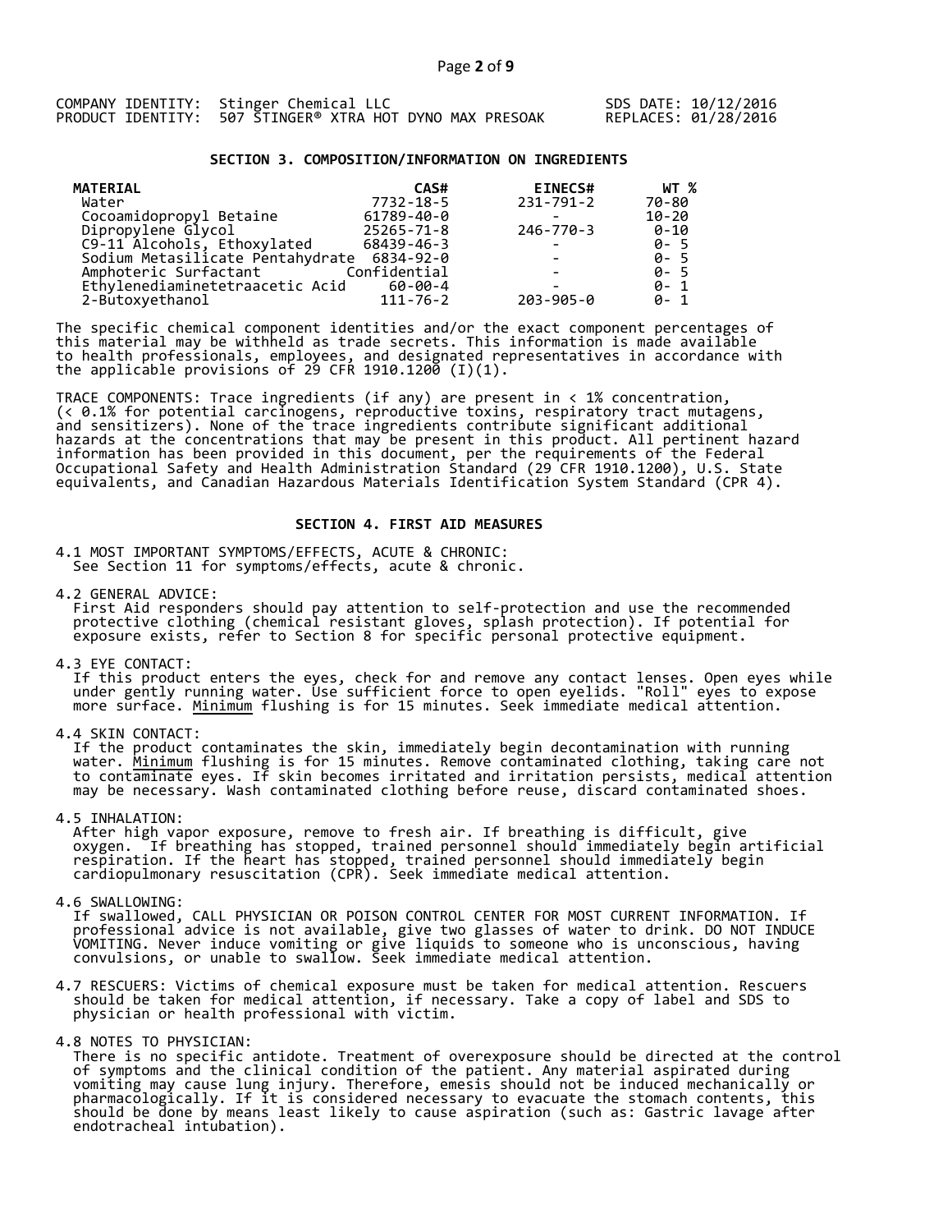COMPANY IDENTITY: Stinger Chemical LLC
PRODUCT IDENTITY: 507 STINGER® XTRA HOT DYNO MAX PRESOAK

SDS DATE: 10/12/2016
REPLACES: 01/28/2016

## SECTION 3. COMPOSITION/INFORMATION ON INGREDIENTS

| MATERIAL | CAS# | EINECS# | WT % |
|---|---|---|---|
| Water | 7732-18-5 | 231-791-2 | 70-80 |
| Cocoamidopropyl Betaine | 61789-40-0 | - | 10-20 |
| Dipropylene Glycol | 25265-71-8 | 246-770-3 | 0-10 |
| C9-11 Alcohols, Ethoxylated | 68439-46-3 | - | 0- 5 |
| Sodium Metasilicate Pentahydrate | 6834-92-0 | - | 0- 5 |
| Amphoteric Surfactant | Confidential | - | 0- 5 |
| Ethylenediaminetetraacetic Acid | 60-00-4 | - | 0- 1 |
| 2-Butoxyethanol | 111-76-2 | 203-905-0 | 0- 1 |

The specific chemical component identities and/or the exact component percentages of this material may be withheld as trade secrets. This information is made available to health professionals, employees, and designated representatives in accordance with the applicable provisions of 29 CFR 1910.1200 (I)(1).

TRACE COMPONENTS: Trace ingredients (if any) are present in < 1% concentration, (< 0.1% for potential carcinogens, reproductive toxins, respiratory tract mutagens, and sensitizers). None of the trace ingredients contribute significant additional hazards at the concentrations that may be present in this product. All pertinent hazard information has been provided in this document, per the requirements of the Federal Occupational Safety and Health Administration Standard (29 CFR 1910.1200), U.S. State equivalents, and Canadian Hazardous Materials Identification System Standard (CPR 4).

## SECTION 4. FIRST AID MEASURES

4.1 MOST IMPORTANT SYMPTOMS/EFFECTS, ACUTE & CHRONIC:
See Section 11 for symptoms/effects, acute & chronic.

4.2 GENERAL ADVICE:
First Aid responders should pay attention to self-protection and use the recommended protective clothing (chemical resistant gloves, splash protection). If potential for exposure exists, refer to Section 8 for specific personal protective equipment.

4.3 EYE CONTACT:
If this product enters the eyes, check for and remove any contact lenses. Open eyes while under gently running water. Use sufficient force to open eyelids. "Roll" eyes to expose more surface. Minimum flushing is for 15 minutes. Seek immediate medical attention.

4.4 SKIN CONTACT:
If the product contaminates the skin, immediately begin decontamination with running water. Minimum flushing is for 15 minutes. Remove contaminated clothing, taking care not to contaminate eyes. If skin becomes irritated and irritation persists, medical attention may be necessary. Wash contaminated clothing before reuse, discard contaminated shoes.

4.5 INHALATION:
After high vapor exposure, remove to fresh air. If breathing is difficult, give oxygen. If breathing has stopped, trained personnel should immediately begin artificial respiration. If the heart has stopped, trained personnel should immediately begin cardiopulmonary resuscitation (CPR). Seek immediate medical attention.

4.6 SWALLOWING:
If swallowed, CALL PHYSICIAN OR POISON CONTROL CENTER FOR MOST CURRENT INFORMATION. If professional advice is not available, give two glasses of water to drink. DO NOT INDUCE VOMITING. Never induce vomiting or give liquids to someone who is unconscious, having convulsions, or unable to swallow. Seek immediate medical attention.

4.7 RESCUERS: Victims of chemical exposure must be taken for medical attention. Rescuers should be taken for medical attention, if necessary. Take a copy of label and SDS to physician or health professional with victim.

4.8 NOTES TO PHYSICIAN:
There is no specific antidote. Treatment of overexposure should be directed at the control of symptoms and the clinical condition of the patient. Any material aspirated during vomiting may cause lung injury. Therefore, emesis should not be induced mechanically or pharmacologically. If it is considered necessary to evacuate the stomach contents, this should be done by means least likely to cause aspiration (such as: Gastric lavage after endotracheal intubation).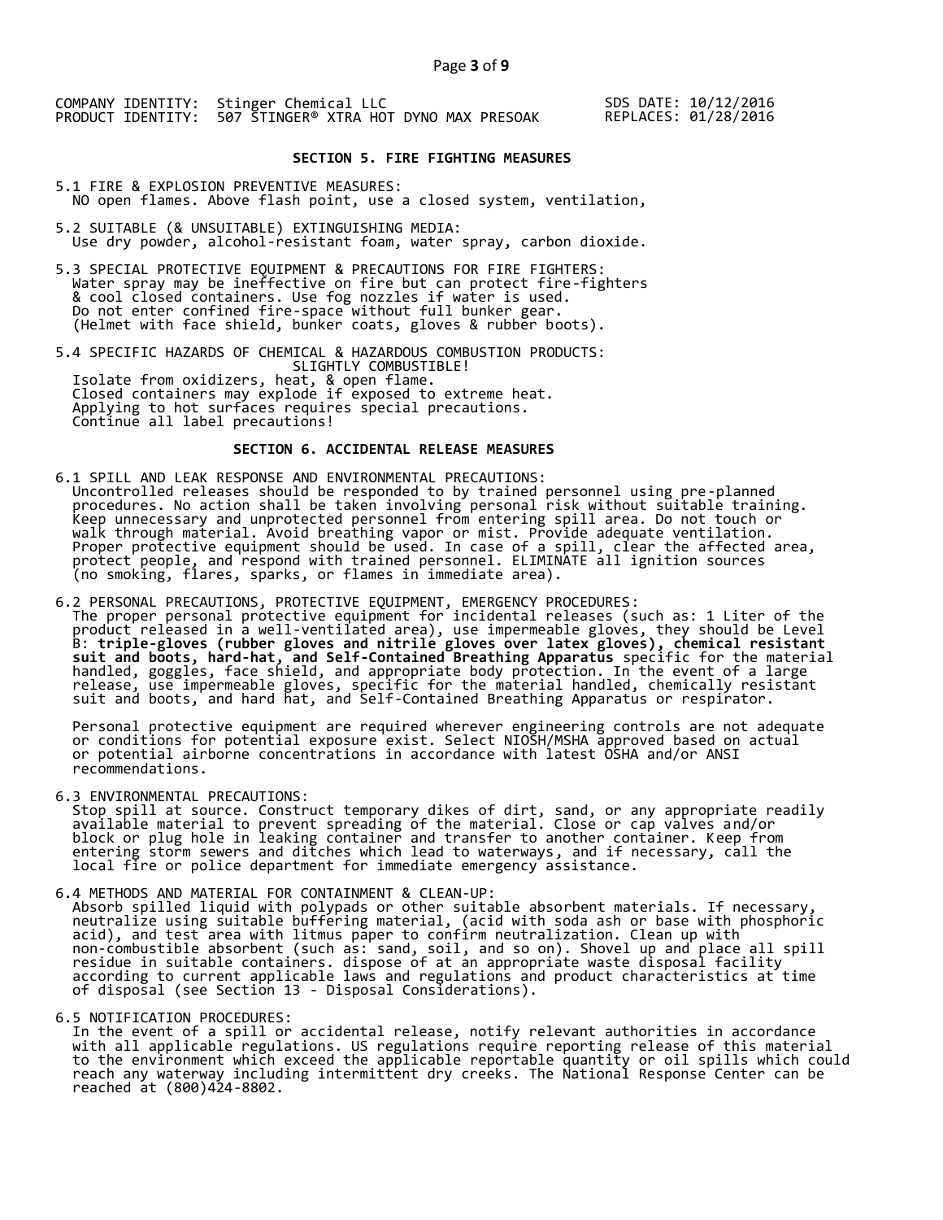COMPANY IDENTITY: Stinger Chemical LLC
PRODUCT IDENTITY: 507 STINGER® XTRA HOT DYNO MAX PRESOAK

SDS DATE: 10/12/2016
REPLACES: 01/28/2016

## SECTION 5. FIRE FIGHTING MEASURES

5.1 FIRE & EXPLOSION PREVENTIVE MEASURES:
NO open flames. Above flash point, use a closed system, ventilation,

5.2 SUITABLE (& UNSUITABLE) EXTINGUISHING MEDIA:
Use dry powder, alcohol-resistant foam, water spray, carbon dioxide.

5.3 SPECIAL PROTECTIVE EQUIPMENT & PRECAUTIONS FOR FIRE FIGHTERS:
Water spray may be ineffective on fire but can protect fire-fighters & cool closed containers. Use fog nozzles if water is used. Do not enter confined fire-space without full bunker gear. (Helmet with face shield, bunker coats, gloves & rubber boots).

5.4 SPECIFIC HAZARDS OF CHEMICAL & HAZARDOUS COMBUSTION PRODUCTS:
SLIGHTLY COMBUSTIBLE!
Isolate from oxidizers, heat, & open flame.
Closed containers may explode if exposed to extreme heat.
Applying to hot surfaces requires special precautions.
Continue all label precautions!

## SECTION 6. ACCIDENTAL RELEASE MEASURES

6.1 SPILL AND LEAK RESPONSE AND ENVIRONMENTAL PRECAUTIONS:
Uncontrolled releases should be responded to by trained personnel using pre-planned procedures. No action shall be taken involving personal risk without suitable training. Keep unnecessary and unprotected personnel from entering spill area. Do not touch or walk through material. Avoid breathing vapor or mist. Provide adequate ventilation. Proper protective equipment should be used. In case of a spill, clear the affected area, protect people, and respond with trained personnel. ELIMINATE all ignition sources (no smoking, flares, sparks, or flames in immediate area).

6.2 PERSONAL PRECAUTIONS, PROTECTIVE EQUIPMENT, EMERGENCY PROCEDURES:
The proper personal protective equipment for incidental releases (such as: 1 Liter of the product released in a well-ventilated area), use impermeable gloves, they should be Level B: **triple-gloves (rubber gloves and nitrile gloves over latex gloves), chemical resistant suit and boots, hard-hat, and Self-Contained Breathing Apparatus** specific for the material handled, goggles, face shield, and appropriate body protection. In the event of a large release, use impermeable gloves, specific for the material handled, chemically resistant suit and boots, and hard hat, and Self-Contained Breathing Apparatus or respirator.

Personal protective equipment are required wherever engineering controls are not adequate or conditions for potential exposure exist. Select NIOSH/MSHA approved based on actual or potential airborne concentrations in accordance with latest OSHA and/or ANSI recommendations.

6.3 ENVIRONMENTAL PRECAUTIONS:
Stop spill at source. Construct temporary dikes of dirt, sand, or any appropriate readily available material to prevent spreading of the material. Close or cap valves and/or block or plug hole in leaking container and transfer to another container. Keep from entering storm sewers and ditches which lead to waterways, and if necessary, call the local fire or police department for immediate emergency assistance.

6.4 METHODS AND MATERIAL FOR CONTAINMENT & CLEAN-UP:
Absorb spilled liquid with polypads or other suitable absorbent materials. If necessary, neutralize using suitable buffering material, (acid with soda ash or base with phosphoric acid), and test area with litmus paper to confirm neutralization. Clean up with non-combustible absorbent (such as: sand, soil, and so on). Shovel up and place all spill residue in suitable containers. dispose of at an appropriate waste disposal facility according to current applicable laws and regulations and product characteristics at time of disposal (see Section 13 - Disposal Considerations).

6.5 NOTIFICATION PROCEDURES:
In the event of a spill or accidental release, notify relevant authorities in accordance with all applicable regulations. US regulations require reporting release of this material to the environment which exceed the applicable reportable quantity or oil spills which could reach any waterway including intermittent dry creeks. The National Response Center can be reached at (800)424-8802.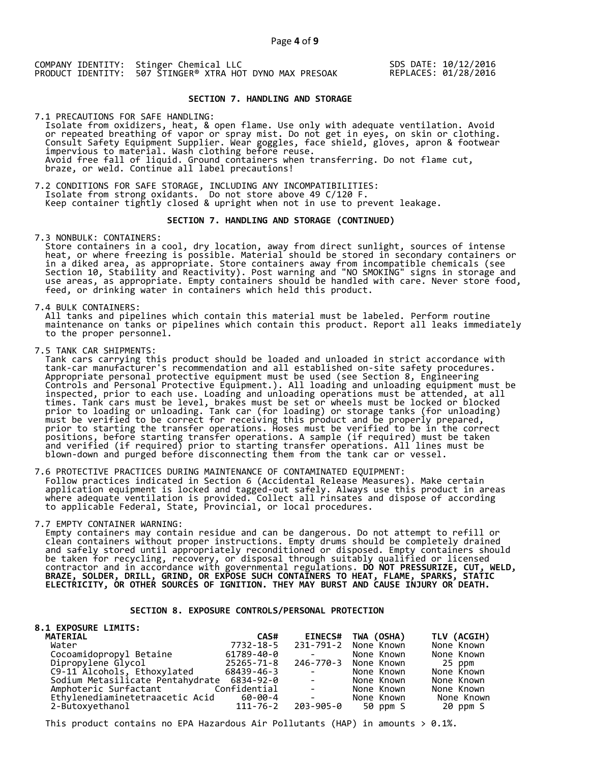COMPANY IDENTITY: Stinger Chemical LLC
PRODUCT IDENTITY: 507 STINGER® XTRA HOT DYNO MAX PRESOAK

SDS DATE: 10/12/2016
REPLACES: 01/28/2016

## SECTION 7. HANDLING AND STORAGE

7.1 PRECAUTIONS FOR SAFE HANDLING:
Isolate from oxidizers, heat, & open flame. Use only with adequate ventilation. Avoid or repeated breathing of vapor or spray mist. Do not get in eyes, on skin or clothing. Consult Safety Equipment Supplier. Wear goggles, face shield, gloves, apron & footwear impervious to material. Wash clothing before reuse.
Avoid free fall of liquid. Ground containers when transferring. Do not flame cut, braze, or weld. Continue all label precautions!

7.2 CONDITIONS FOR SAFE STORAGE, INCLUDING ANY INCOMPATIBILITIES:
Isolate from strong oxidants. Do not store above 49 C/120 F.
Keep container tightly closed & upright when not in use to prevent leakage.

## SECTION 7. HANDLING AND STORAGE (CONTINUED)

7.3 NONBULK: CONTAINERS:
Store containers in a cool, dry location, away from direct sunlight, sources of intense heat, or where freezing is possible. Material should be stored in secondary containers or in a diked area, as appropriate. Store containers away from incompatible chemicals (see Section 10, Stability and Reactivity). Post warning and "NO SMOKING" signs in storage and use areas, as appropriate. Empty containers should be handled with care. Never store food, feed, or drinking water in containers which held this product.

7.4 BULK CONTAINERS:
All tanks and pipelines which contain this material must be labeled. Perform routine maintenance on tanks or pipelines which contain this product. Report all leaks immediately to the proper personnel.

7.5 TANK CAR SHIPMENTS:
Tank cars carrying this product should be loaded and unloaded in strict accordance with tank-car manufacturer's recommendation and all established on-site safety procedures. Appropriate personal protective equipment must be used (see Section 8, Engineering Controls and Personal Protective Equipment.). All loading and unloading equipment must be inspected, prior to each use. Loading and unloading operations must be attended, at all times. Tank cars must be level, brakes must be set or wheels must be locked or blocked prior to loading or unloading. Tank car (for loading) or storage tanks (for unloading) must be verified to be correct for receiving this product and be properly prepared, prior to starting the transfer operations. Hoses must be verified to be in the correct positions, before starting transfer operations. A sample (if required) must be taken and verified (if required) prior to starting transfer operations. All lines must be blown-down and purged before disconnecting them from the tank car or vessel.

7.6 PROTECTIVE PRACTICES DURING MAINTENANCE OF CONTAMINATED EQUIPMENT:
Follow practices indicated in Section 6 (Accidental Release Measures). Make certain application equipment is locked and tagged-out safely. Always use this product in areas where adequate ventilation is provided. Collect all rinsates and dispose of according to applicable Federal, State, Provincial, or local procedures.

7.7 EMPTY CONTAINER WARNING:
Empty containers may contain residue and can be dangerous. Do not attempt to refill or clean containers without proper instructions. Empty drums should be completely drained and safely stored until appropriately reconditioned or disposed. Empty containers should be taken for recycling, recovery, or disposal through suitably qualified or licensed contractor and in accordance with governmental regulations. **DO NOT PRESSURIZE, CUT, WELD, BRAZE, SOLDER, DRILL, GRIND, OR EXPOSE SUCH CONTAINERS TO HEAT, FLAME, SPARKS, STATIC ELECTRICITY, OR OTHER SOURCES OF IGNITION. THEY MAY BURST AND CAUSE INJURY OR DEATH.**

## SECTION 8. EXPOSURE CONTROLS/PERSONAL PROTECTION

**8.1 EXPOSURE LIMITS:**

| MATERIAL | CAS# | EINECS# | TWA (OSHA) | TLV (ACGIH) |
|---|---|---|---|---|
| Water | 7732-18-5 | 231-791-2 | None Known | None Known |
| Cocoamidopropyl Betaine | 61789-40-0 | - | None Known | None Known |
| Dipropylene Glycol | 25265-71-8 | 246-770-3 | None Known | 25 ppm |
| C9-11 Alcohols, Ethoxylated | 68439-46-3 | - | None Known | None Known |
| Sodium Metasilicate Pentahydrate | 6834-92-0 | - | None Known | None Known |
| Amphoteric Surfactant | Confidential | - | None Known | None Known |
| Ethylenediaminetetraacetic Acid | 60-00-4 | - | None Known | None Known |
| 2-Butoxyethanol | 111-76-2 | 203-905-0 | 50 ppm S | 20 ppm S |

This product contains no EPA Hazardous Air Pollutants (HAP) in amounts > 0.1%.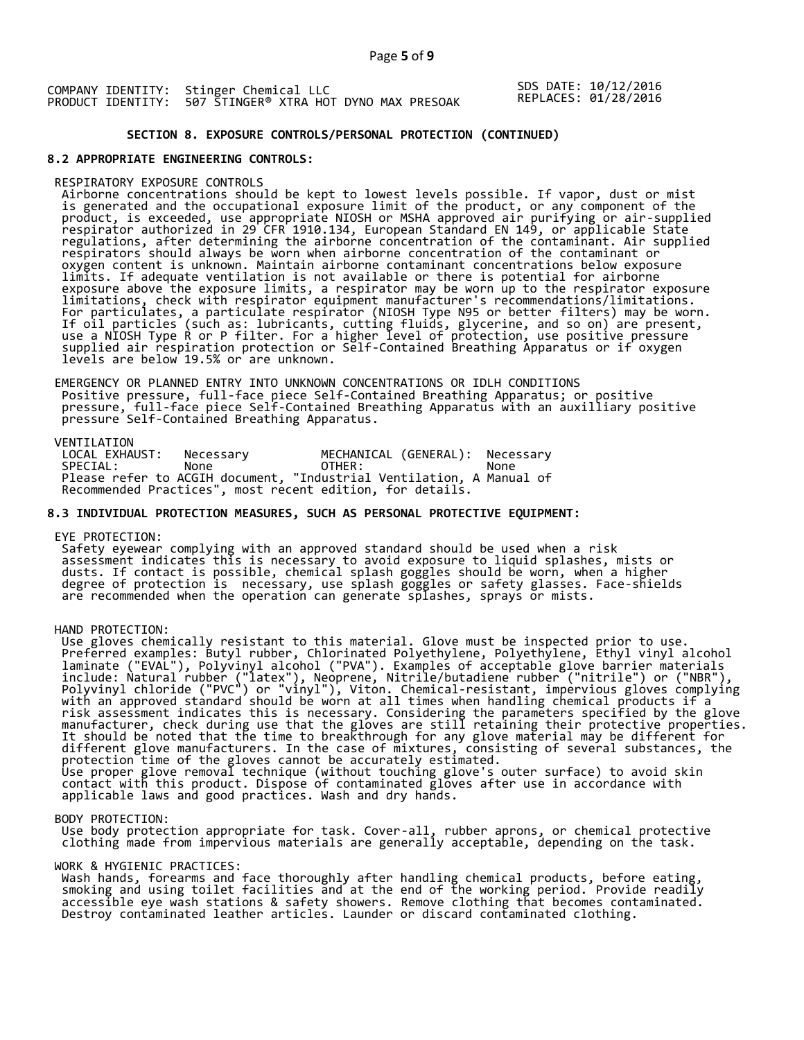COMPANY IDENTITY: Stinger Chemical LLC
PRODUCT IDENTITY: 507 STINGER® XTRA HOT DYNO MAX PRESOAK

SDS DATE: 10/12/2016
REPLACES: 01/28/2016

### SECTION 8. EXPOSURE CONTROLS/PERSONAL PROTECTION (CONTINUED)

#### 8.2 APPROPRIATE ENGINEERING CONTROLS:

RESPIRATORY EXPOSURE CONTROLS
Airborne concentrations should be kept to lowest levels possible. If vapor, dust or mist is generated and the occupational exposure limit of the product, or any component of the product, is exceeded, use appropriate NIOSH or MSHA approved air purifying or air-supplied respirator authorized in 29 CFR 1910.134, European Standard EN 149, or applicable State regulations, after determining the airborne concentration of the contaminant. Air supplied respirators should always be worn when airborne concentration of the contaminant or oxygen content is unknown. Maintain airborne contaminant concentrations below exposure limits. If adequate ventilation is not available or there is potential for airborne exposure above the exposure limits, a respirator may be worn up to the respirator exposure limitations, check with respirator equipment manufacturer's recommendations/limitations. For particulates, a particulate respirator (NIOSH Type N95 or better filters) may be worn. If oil particles (such as: lubricants, cutting fluids, glycerine, and so on) are present, use a NIOSH Type R or P filter. For a higher level of protection, use positive pressure supplied air respiration protection or Self-Contained Breathing Apparatus or if oxygen levels are below 19.5% or are unknown.

EMERGENCY OR PLANNED ENTRY INTO UNKNOWN CONCENTRATIONS OR IDLH CONDITIONS
Positive pressure, full-face piece Self-Contained Breathing Apparatus; or positive pressure, full-face piece Self-Contained Breathing Apparatus with an auxilliary positive pressure Self-Contained Breathing Apparatus.

VENTILATION

| | | | |
|---|---|---|---|
| LOCAL EXHAUST: | Necessary | MECHANICAL (GENERAL): | Necessary |
| SPECIAL: | None | OTHER: | None |

Please refer to ACGIH document, "Industrial Ventilation, A Manual of Recommended Practices", most recent edition, for details.

#### 8.3 INDIVIDUAL PROTECTION MEASURES, SUCH AS PERSONAL PROTECTIVE EQUIPMENT:

EYE PROTECTION:
Safety eyewear complying with an approved standard should be used when a risk assessment indicates this is necessary to avoid exposure to liquid splashes, mists or dusts. If contact is possible, chemical splash goggles should be worn, when a higher degree of protection is necessary, use splash goggles or safety glasses. Face-shields are recommended when the operation can generate splashes, sprays or mists.

HAND PROTECTION:
Use gloves chemically resistant to this material. Glove must be inspected prior to use. Preferred examples: Butyl rubber, Chlorinated Polyethylene, Polyethylene, Ethyl vinyl alcohol laminate ("EVAL"), Polyvinyl alcohol ("PVA"). Examples of acceptable glove barrier materials include: Natural rubber ("latex"), Neoprene, Nitrile/butadiene rubber ("nitrile") or ("NBR"), Polyvinyl chloride ("PVC") or "vinyl"), Viton. Chemical-resistant, impervious gloves complying with an approved standard should be worn at all times when handling chemical products if a risk assessment indicates this is necessary. Considering the parameters specified by the glove manufacturer, check during use that the gloves are still retaining their protective properties. It should be noted that the time to breakthrough for any glove material may be different for different glove manufacturers. In the case of mixtures, consisting of several substances, the protection time of the gloves cannot be accurately estimated.
Use proper glove removal technique (without touching glove's outer surface) to avoid skin contact with this product. Dispose of contaminated gloves after use in accordance with applicable laws and good practices. Wash and dry hands.

BODY PROTECTION:
Use body protection appropriate for task. Cover-all, rubber aprons, or chemical protective clothing made from impervious materials are generally acceptable, depending on the task.

WORK & HYGIENIC PRACTICES:
Wash hands, forearms and face thoroughly after handling chemical products, before eating, smoking and using toilet facilities and at the end of the working period. Provide readily accessible eye wash stations & safety showers. Remove clothing that becomes contaminated. Destroy contaminated leather articles. Launder or discard contaminated clothing.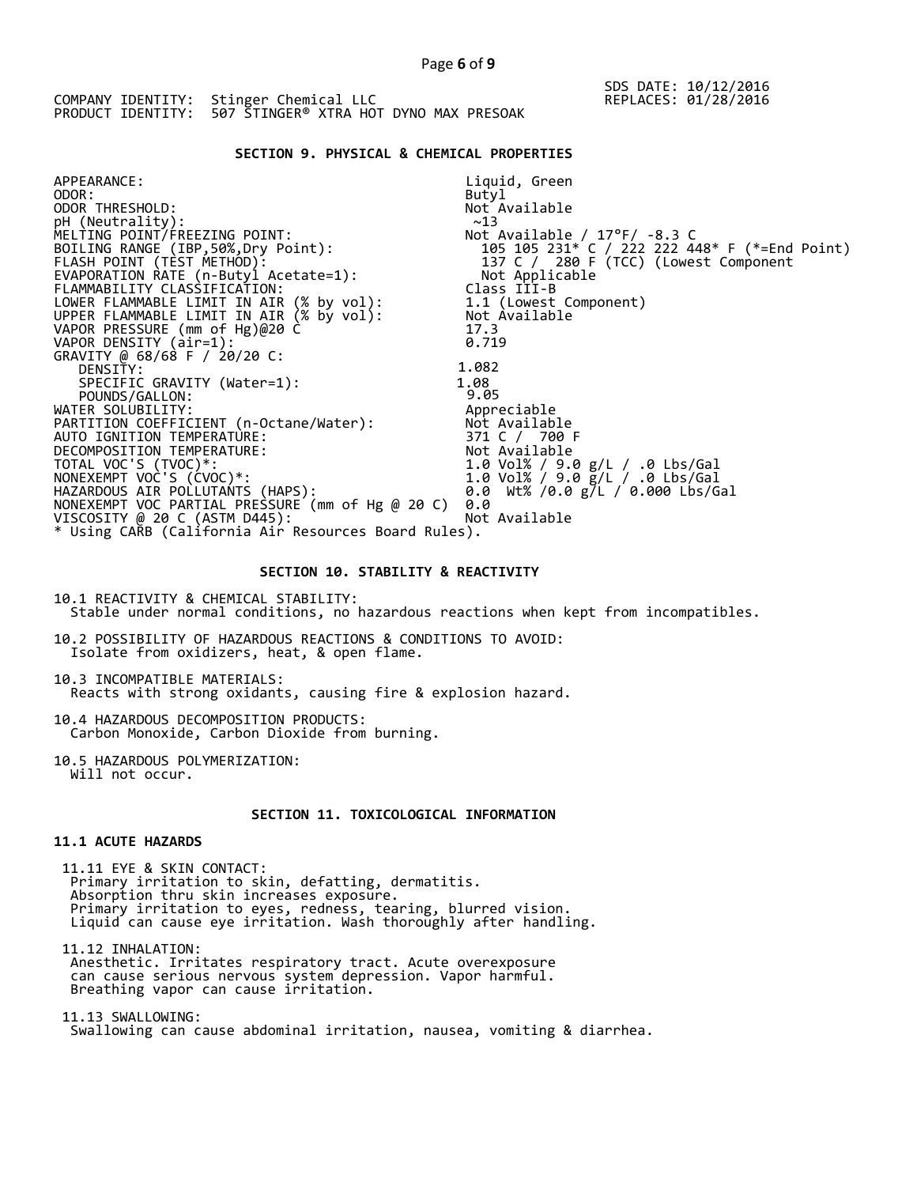SDS DATE: 10/12/2016
REPLACES: 01/28/2016

COMPANY IDENTITY: Stinger Chemical LLC
PRODUCT IDENTITY: 507 STINGER® XTRA HOT DYNO MAX PRESOAK

## SECTION 9. PHYSICAL & CHEMICAL PROPERTIES

| | |
|---|---|
| APPEARANCE: | Liquid, Green |
| ODOR: | Butyl |
| ODOR THRESHOLD: | Not Available |
| pH (Neutrality): | ~13 |
| MELTING POINT/FREEZING POINT: | Not Available / 17°F/ -8.3 C |
| BOILING RANGE (IBP,50%,Dry Point): | 105 105 231* C / 222 222 448* F (*=End Point) |
| FLASH POINT (TEST METHOD): | 137 C / 280 F (TCC) (Lowest Component |
| EVAPORATION RATE (n-Butyl Acetate=1): | Not Applicable |
| FLAMMABILITY CLASSIFICATION: | Class III-B |
| LOWER FLAMMABLE LIMIT IN AIR (% by vol): | 1.1 (Lowest Component) |
| UPPER FLAMMABLE LIMIT IN AIR (% by vol): | Not Available |
| VAPOR PRESSURE (mm of Hg)@20 C | 17.3 |
| VAPOR DENSITY (air=1): | 0.719 |
| GRAVITY @ 68/68 F / 20/20 C: | |
| DENSITY: | 1.082 |
| SPECIFIC GRAVITY (Water=1): | 1.08 |
| POUNDS/GALLON: | 9.05 |
| WATER SOLUBILITY: | Appreciable |
| PARTITION COEFFICIENT (n-Octane/Water): | Not Available |
| AUTO IGNITION TEMPERATURE: | 371 C / 700 F |
| DECOMPOSITION TEMPERATURE: | Not Available |
| TOTAL VOC'S (TVOC)*: | 1.0 Vol% / 9.0 g/L / .0 Lbs/Gal |
| NONEXEMPT VOC'S (CVOC)*: | 1.0 Vol% / 9.0 g/L / .0 Lbs/Gal |
| HAZARDOUS AIR POLLUTANTS (HAPS): | 0.0 Wt% /0.0 g/L / 0.000 Lbs/Gal |
| NONEXEMPT VOC PARTIAL PRESSURE (mm of Hg @ 20 C) | 0.0 |
| VISCOSITY @ 20 C (ASTM D445): | Not Available |

* Using CARB (California Air Resources Board Rules).

## SECTION 10. STABILITY & REACTIVITY

10.1 REACTIVITY & CHEMICAL STABILITY:
Stable under normal conditions, no hazardous reactions when kept from incompatibles.

10.2 POSSIBILITY OF HAZARDOUS REACTIONS & CONDITIONS TO AVOID:
Isolate from oxidizers, heat, & open flame.

10.3 INCOMPATIBLE MATERIALS:
Reacts with strong oxidants, causing fire & explosion hazard.

10.4 HAZARDOUS DECOMPOSITION PRODUCTS:
Carbon Monoxide, Carbon Dioxide from burning.

10.5 HAZARDOUS POLYMERIZATION:
Will not occur.

## SECTION 11. TOXICOLOGICAL INFORMATION

### 11.1 ACUTE HAZARDS

11.11 EYE & SKIN CONTACT:
Primary irritation to skin, defatting, dermatitis.
Absorption thru skin increases exposure.
Primary irritation to eyes, redness, tearing, blurred vision.
Liquid can cause eye irritation. Wash thoroughly after handling.

11.12 INHALATION:
Anesthetic. Irritates respiratory tract. Acute overexposure can cause serious nervous system depression. Vapor harmful.
Breathing vapor can cause irritation.

11.13 SWALLOWING:
Swallowing can cause abdominal irritation, nausea, vomiting & diarrhea.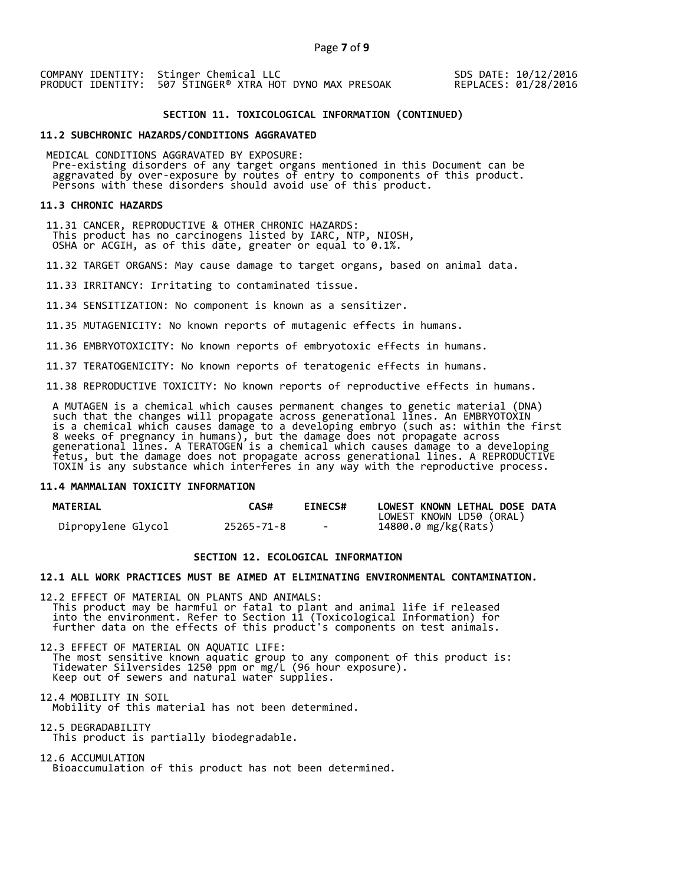COMPANY IDENTITY: Stinger Chemical LLC
PRODUCT IDENTITY: 507 STINGER® XTRA HOT DYNO MAX PRESOAK

SDS DATE: 10/12/2016
REPLACES: 01/28/2016

## SECTION 11. TOXICOLOGICAL INFORMATION (CONTINUED)

### 11.2 SUBCHRONIC HAZARDS/CONDITIONS AGGRAVATED

MEDICAL CONDITIONS AGGRAVATED BY EXPOSURE:
Pre-existing disorders of any target organs mentioned in this Document can be aggravated by over-exposure by routes of entry to components of this product. Persons with these disorders should avoid use of this product.

### 11.3 CHRONIC HAZARDS

11.31 CANCER, REPRODUCTIVE & OTHER CHRONIC HAZARDS:
This product has no carcinogens listed by IARC, NTP, NIOSH, OSHA or ACGIH, as of this date, greater or equal to 0.1%.

11.32 TARGET ORGANS: May cause damage to target organs, based on animal data.

11.33 IRRITANCY: Irritating to contaminated tissue.

11.34 SENSITIZATION: No component is known as a sensitizer.

11.35 MUTAGENICITY: No known reports of mutagenic effects in humans.

11.36 EMBRYOTOXICITY: No known reports of embryotoxic effects in humans.

11.37 TERATOGENICITY: No known reports of teratogenic effects in humans.

11.38 REPRODUCTIVE TOXICITY: No known reports of reproductive effects in humans.

A MUTAGEN is a chemical which causes permanent changes to genetic material (DNA) such that the changes will propagate across generational lines. An EMBRYOTOXIN is a chemical which causes damage to a developing embryo (such as: within the first 8 weeks of pregnancy in humans), but the damage does not propagate across generational lines. A TERATOGEN is a chemical which causes damage to a developing fetus, but the damage does not propagate across generational lines. A REPRODUCTIVE TOXIN is any substance which interferes in any way with the reproductive process.

### 11.4 MAMMALIAN TOXICITY INFORMATION

| MATERIAL | CAS# | EINECS# | LOWEST KNOWN LETHAL DOSE DATA<br>LOWEST KNOWN LD50 (ORAL) |
|---|---|---|---|
| Dipropylene Glycol | 25265-71-8 | - | 14800.0 mg/kg(Rats) |

## SECTION 12. ECOLOGICAL INFORMATION

### 12.1 ALL WORK PRACTICES MUST BE AIMED AT ELIMINATING ENVIRONMENTAL CONTAMINATION.

12.2 EFFECT OF MATERIAL ON PLANTS AND ANIMALS:
This product may be harmful or fatal to plant and animal life if released into the environment. Refer to Section 11 (Toxicological Information) for further data on the effects of this product's components on test animals.

12.3 EFFECT OF MATERIAL ON AQUATIC LIFE:
The most sensitive known aquatic group to any component of this product is:
Tidewater Silversides 1250 ppm or mg/L (96 hour exposure).
Keep out of sewers and natural water supplies.

12.4 MOBILITY IN SOIL
Mobility of this material has not been determined.

12.5 DEGRADABILITY
This product is partially biodegradable.

12.6 ACCUMULATION
Bioaccumulation of this product has not been determined.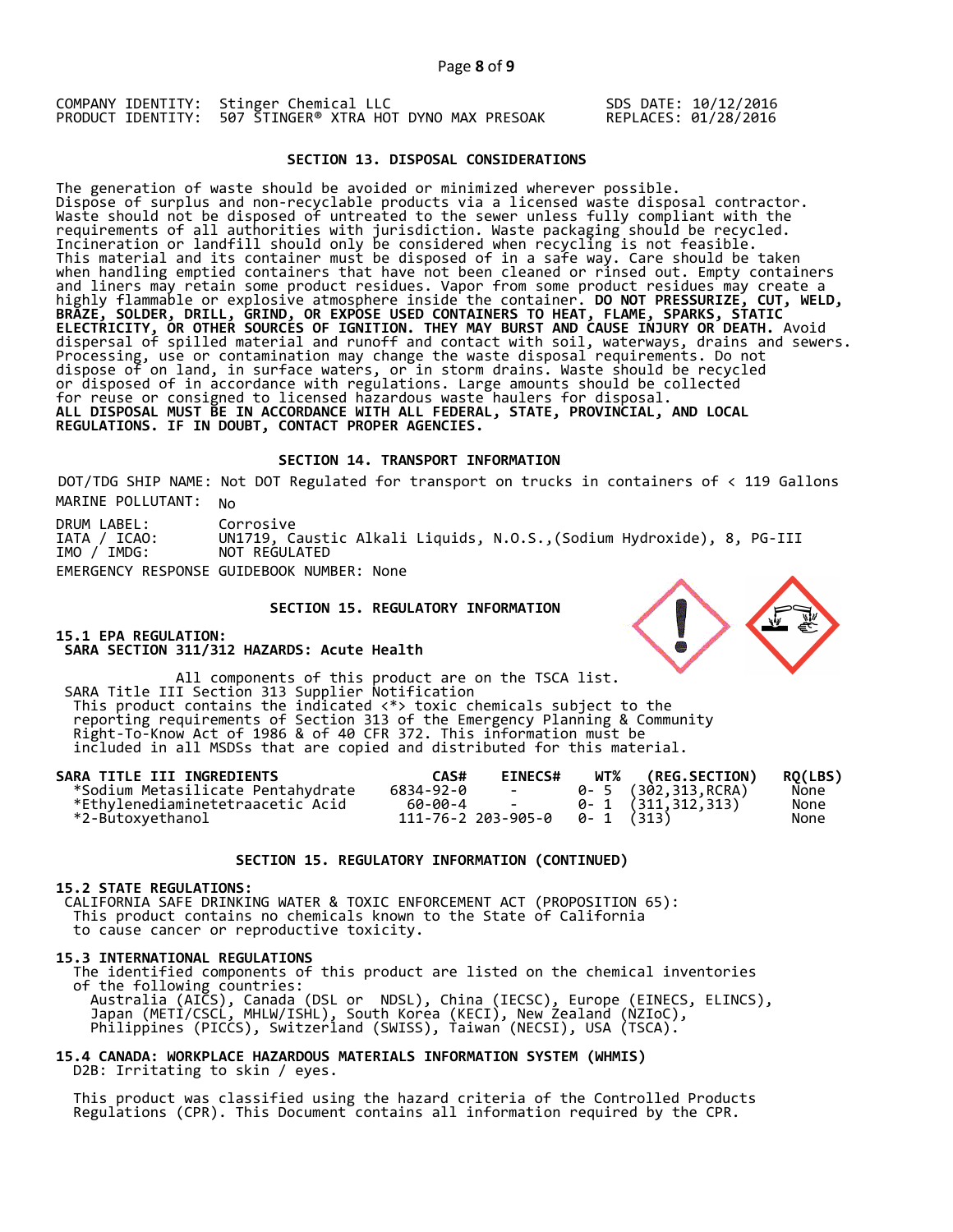COMPANY IDENTITY: Stinger Chemical LLC
PRODUCT IDENTITY: 507 STINGER® XTRA HOT DYNO MAX PRESOAK

SDS DATE: 10/12/2016
REPLACES: 01/28/2016

## SECTION 13. DISPOSAL CONSIDERATIONS

The generation of waste should be avoided or minimized wherever possible. Dispose of surplus and non-recyclable products via a licensed waste disposal contractor. Waste should not be disposed of untreated to the sewer unless fully compliant with the requirements of all authorities with jurisdiction. Waste packaging should be recycled. Incineration or landfill should only be considered when recycling is not feasible. This material and its container must be disposed of in a safe way. Care should be taken when handling emptied containers that have not been cleaned or rinsed out. Empty containers and liners may retain some product residues. Vapor from some product residues may create a highly flammable or explosive atmosphere inside the container. **DO NOT PRESSURIZE, CUT, WELD, BRAZE, SOLDER, DRILL, GRIND, OR EXPOSE USED CONTAINERS TO HEAT, FLAME, SPARKS, STATIC ELECTRICITY, OR OTHER SOURCES OF IGNITION. THEY MAY BURST AND CAUSE INJURY OR DEATH.** Avoid dispersal of spilled material and runoff and contact with soil, waterways, drains and sewers. Processing, use or contamination may change the waste disposal requirements. Do not dispose of on land, in surface waters, or in storm drains. Waste should be recycled or disposed of in accordance with regulations. Large amounts should be collected for reuse or consigned to licensed hazardous waste haulers for disposal.
**ALL DISPOSAL MUST BE IN ACCORDANCE WITH ALL FEDERAL, STATE, PROVINCIAL, AND LOCAL REGULATIONS. IF IN DOUBT, CONTACT PROPER AGENCIES.**

## SECTION 14. TRANSPORT INFORMATION

DOT/TDG SHIP NAME: Not DOT Regulated for transport on trucks in containers of < 119 Gallons
MARINE POLLUTANT: No

DRUM LABEL: Corrosive
IATA / ICAO: UN1719, Caustic Alkali Liquids, N.O.S.,(Sodium Hydroxide), 8, PG-III
IMO / IMDG: NOT REGULATED
EMERGENCY RESPONSE GUIDEBOOK NUMBER: None

## SECTION 15. REGULATORY INFORMATION

**15.1 EPA REGULATION:**
**SARA SECTION 311/312 HAZARDS: Acute Health**

All components of this product are on the TSCA list.
SARA Title III Section 313 Supplier Notification
This product contains the indicated <*> toxic chemicals subject to the reporting requirements of Section 313 of the Emergency Planning & Community Right-To-Know Act of 1986 & of 40 CFR 372. This information must be included in all MSDSs that are copied and distributed for this material.

| SARA TITLE III INGREDIENTS | CAS# | EINECS# | WT% | (REG.SECTION) | RQ(LBS) |
|---|---|---|---|---|---|
| *Sodium Metasilicate Pentahydrate | 6834-92-0 | - | 0- 5 | (302,313,RCRA) | None |
| *Ethylenediaminetetraacetic Acid | 60-00-4 | - | 0- 1 | (311,312,313) | None |
| *2-Butoxyethanol | 111-76-2 | 203-905-0 | 0- 1 | (313) | None |

## SECTION 15. REGULATORY INFORMATION (CONTINUED)

**15.2 STATE REGULATIONS:**
CALIFORNIA SAFE DRINKING WATER & TOXIC ENFORCEMENT ACT (PROPOSITION 65):
This product contains no chemicals known to the State of California to cause cancer or reproductive toxicity.

**15.3 INTERNATIONAL REGULATIONS**
The identified components of this product are listed on the chemical inventories of the following countries:
Australia (AICS), Canada (DSL or NDSL), China (IECSC), Europe (EINECS, ELINCS), Japan (METI/CSCL, MHLW/ISHL), South Korea (KECI), New Zealand (NZIoC), Philippines (PICCS), Switzerland (SWISS), Taiwan (NECSI), USA (TSCA).

**15.4 CANADA: WORKPLACE HAZARDOUS MATERIALS INFORMATION SYSTEM (WHMIS)**
D2B: Irritating to skin / eyes.

This product was classified using the hazard criteria of the Controlled Products Regulations (CPR). This Document contains all information required by the CPR.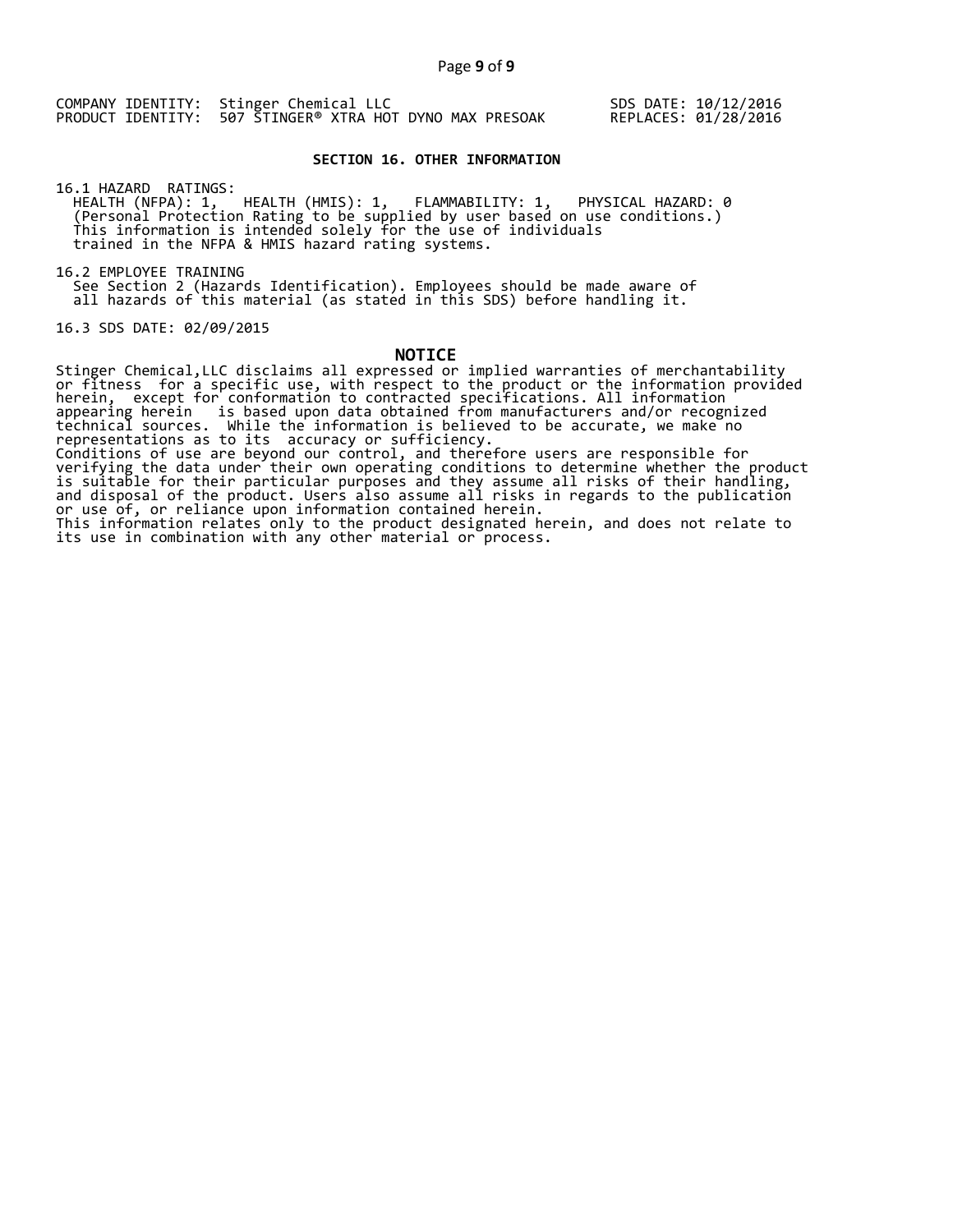COMPANY IDENTITY: Stinger Chemical LLC SDS DATE: 10/12/2016
PRODUCT IDENTITY: 507 STINGER® XTRA HOT DYNO MAX PRESOAK REPLACES: 01/28/2016

## SECTION 16. OTHER INFORMATION

16.1 HAZARD RATINGS:
HEALTH (NFPA): 1, HEALTH (HMIS): 1, FLAMMABILITY: 1, PHYSICAL HAZARD: 0
(Personal Protection Rating to be supplied by user based on use conditions.)
This information is intended solely for the use of individuals
trained in the NFPA & HMIS hazard rating systems.

16.2 EMPLOYEE TRAINING
See Section 2 (Hazards Identification). Employees should be made aware of
all hazards of this material (as stated in this SDS) before handling it.

16.3 SDS DATE: 02/09/2015

### NOTICE

Stinger Chemical,LLC disclaims all expressed or implied warranties of merchantability or fitness for a specific use, with respect to the product or the information provided herein, except for conformation to contracted specifications. All information appearing herein is based upon data obtained from manufacturers and/or recognized technical sources. While the information is believed to be accurate, we make no representations as to its accuracy or sufficiency.
Conditions of use are beyond our control, and therefore users are responsible for verifying the data under their own operating conditions to determine whether the product is suitable for their particular purposes and they assume all risks of their handling, and disposal of the product. Users also assume all risks in regards to the publication or use of, or reliance upon information contained herein.
This information relates only to the product designated herein, and does not relate to its use in combination with any other material or process.